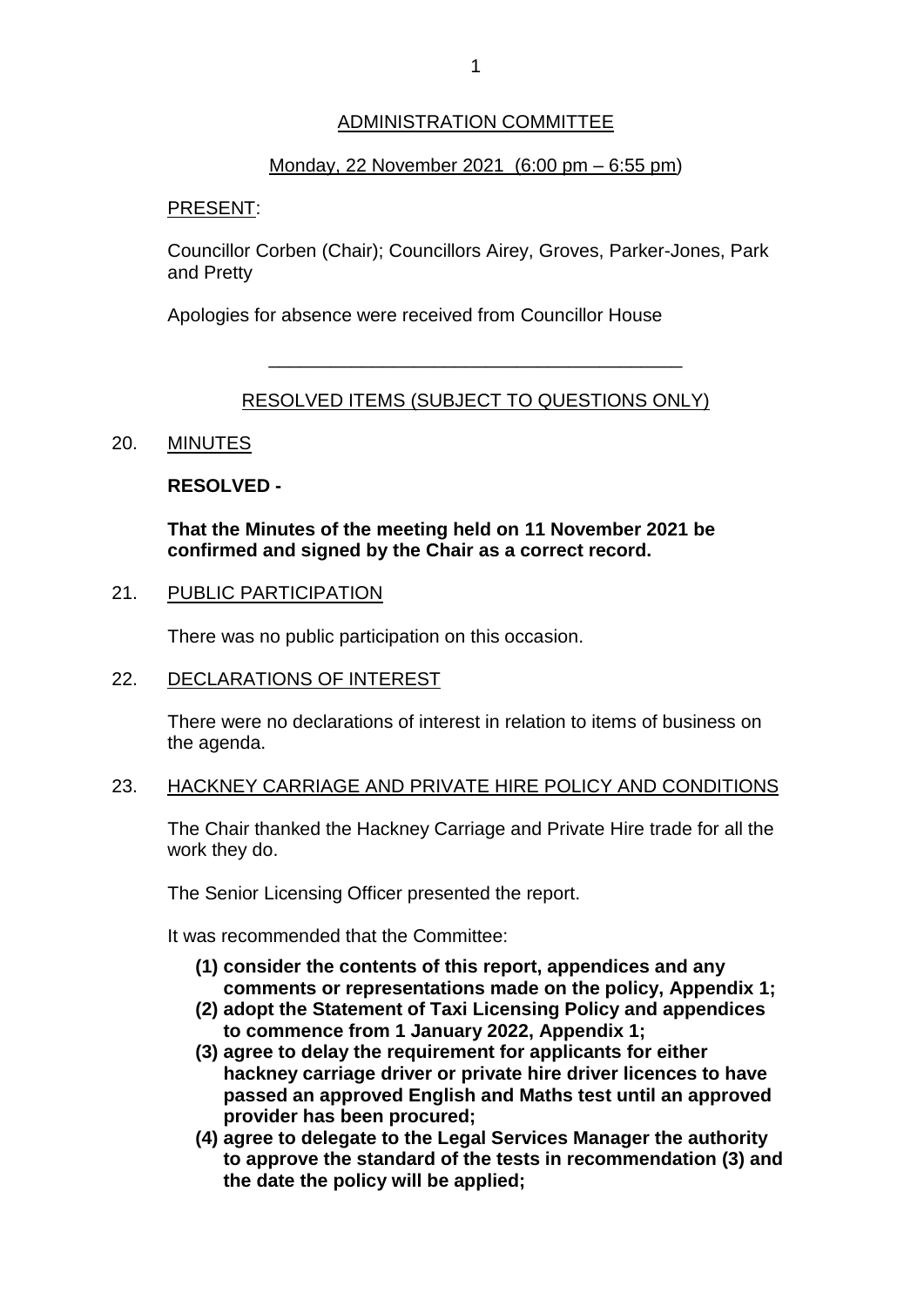# ADMINISTRATION COMMITTEE

Monday, 22 November 2021 (6:00 pm – 6:55 pm)

PRESENT:

Councillor Corben (Chair); Councillors Airey, Groves, Parker-Jones, Park and Pretty

Apologies for absence were received from Councillor House

---

## RESOLVED ITEMS (SUBJECT TO QUESTIONS ONLY)

### 20. MINUTES

**RESOLVED -**

**That the Minutes of the meeting held on 11 November 2021 be confirmed and signed by the Chair as a correct record.**

### 21. PUBLIC PARTICIPATION

There was no public participation on this occasion.

### 22. DECLARATIONS OF INTEREST

There were no declarations of interest in relation to items of business on the agenda.

### 23. HACKNEY CARRIAGE AND PRIVATE HIRE POLICY AND CONDITIONS

The Chair thanked the Hackney Carriage and Private Hire trade for all the work they do.

The Senior Licensing Officer presented the report.

It was recommended that the Committee:

**(1) consider the contents of this report, appendices and any comments or representations made on the policy, Appendix 1;**

**(2) adopt the Statement of Taxi Licensing Policy and appendices to commence from 1 January 2022, Appendix 1;**

**(3) agree to delay the requirement for applicants for either hackney carriage driver or private hire driver licences to have passed an approved English and Maths test until an approved provider has been procured;**

**(4) agree to delegate to the Legal Services Manager the authority to approve the standard of the tests in recommendation (3) and the date the policy will be applied;**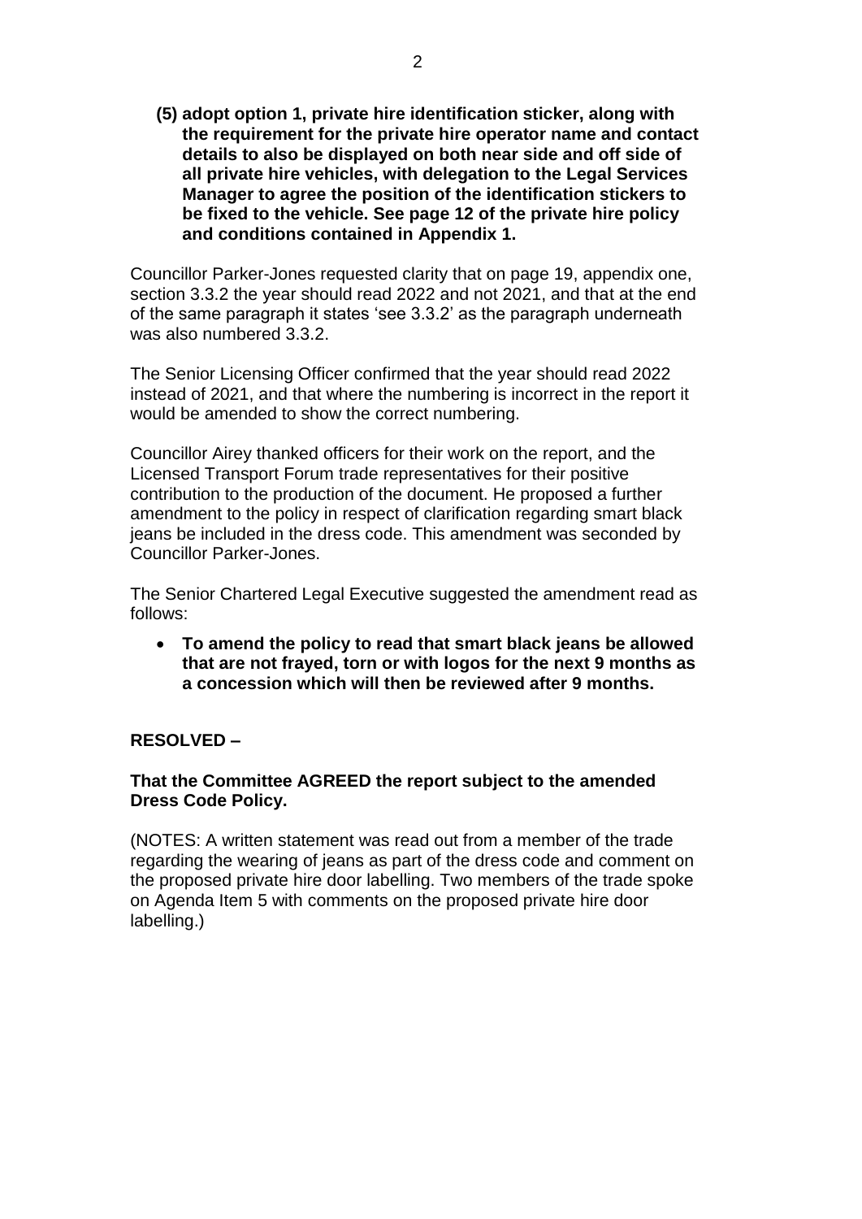**(5) adopt option 1, private hire identification sticker, along with the requirement for the private hire operator name and contact details to also be displayed on both near side and off side of all private hire vehicles, with delegation to the Legal Services Manager to agree the position of the identification stickers to be fixed to the vehicle. See page 12 of the private hire policy and conditions contained in Appendix 1.**

Councillor Parker-Jones requested clarity that on page 19, appendix one, section 3.3.2 the year should read 2022 and not 2021, and that at the end of the same paragraph it states 'see 3.3.2' as the paragraph underneath was also numbered 3.3.2.

The Senior Licensing Officer confirmed that the year should read 2022 instead of 2021, and that where the numbering is incorrect in the report it would be amended to show the correct numbering.

Councillor Airey thanked officers for their work on the report, and the Licensed Transport Forum trade representatives for their positive contribution to the production of the document. He proposed a further amendment to the policy in respect of clarification regarding smart black jeans be included in the dress code. This amendment was seconded by Councillor Parker-Jones.

The Senior Chartered Legal Executive suggested the amendment read as follows:

- **To amend the policy to read that smart black jeans be allowed that are not frayed, torn or with logos for the next 9 months as a concession which will then be reviewed after 9 months.**

**RESOLVED –**

**That the Committee AGREED the report subject to the amended Dress Code Policy.**

(NOTES: A written statement was read out from a member of the trade regarding the wearing of jeans as part of the dress code and comment on the proposed private hire door labelling. Two members of the trade spoke on Agenda Item 5 with comments on the proposed private hire door labelling.)